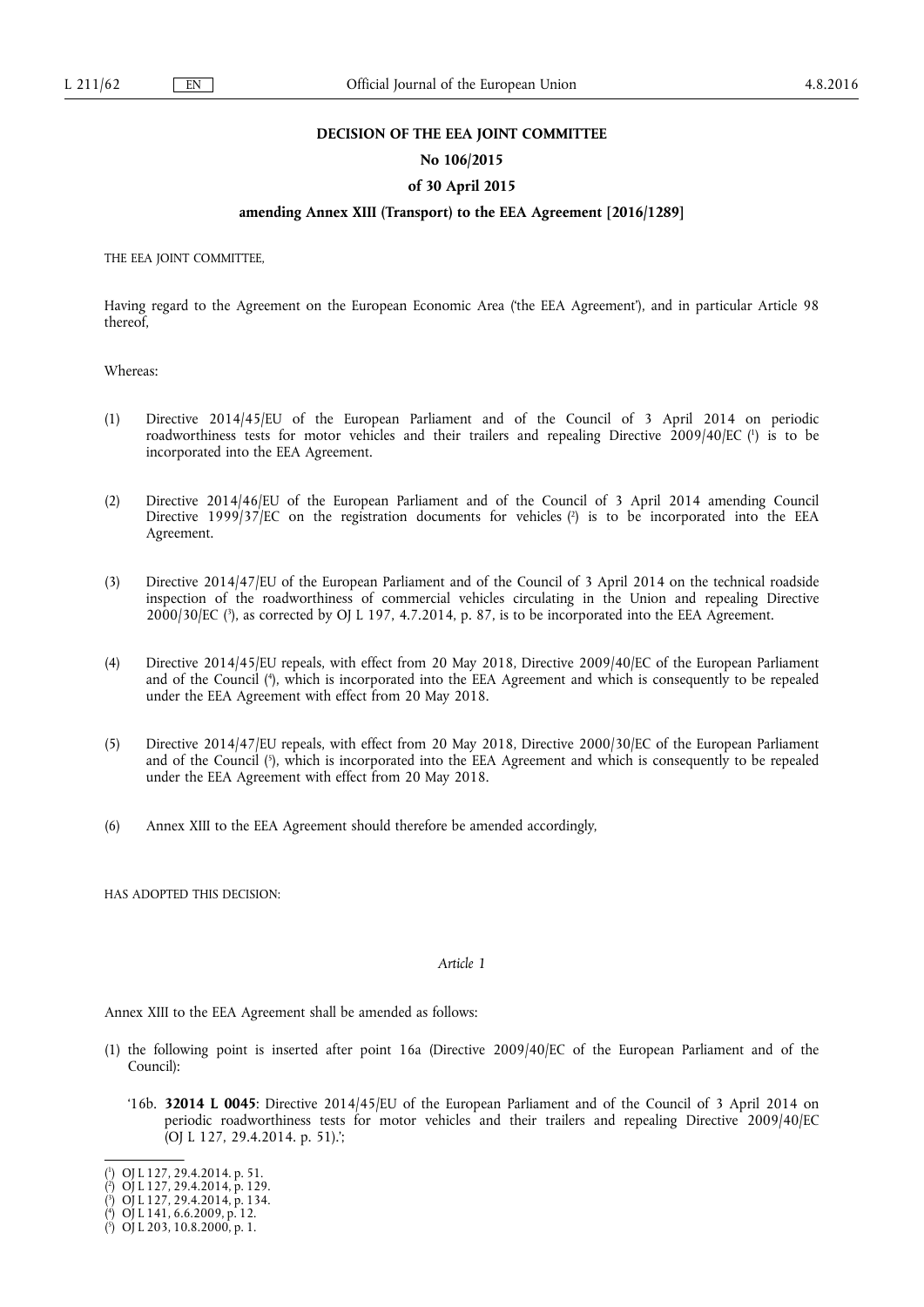**DECISION OF THE EEA JOINT COMMITTEE**

**No 106/2015**

**of 30 April 2015**

**amending Annex XIII (Transport) to the EEA Agreement [2016/1289]**

THE EEA JOINT COMMITTEE,

Having regard to the Agreement on the European Economic Area ('the EEA Agreement'), and in particular Article 98 thereof,

Whereas:

(1) Directive 2014/45/EU of the European Parliament and of the Council of 3 April 2014 on periodic roadworthiness tests for motor vehicles and their trailers and repealing Directive 2009/40/EC ([1]) is to be incorporated into the EEA Agreement.

(2) Directive 2014/46/EU of the European Parliament and of the Council of 3 April 2014 amending Council Directive 1999/37/EC on the registration documents for vehicles ([2]) is to be incorporated into the EEA Agreement.

(3) Directive 2014/47/EU of the European Parliament and of the Council of 3 April 2014 on the technical roadside inspection of the roadworthiness of commercial vehicles circulating in the Union and repealing Directive 2000/30/EC ([3]), as corrected by OJ L 197, 4.7.2014, p. 87, is to be incorporated into the EEA Agreement.

(4) Directive 2014/45/EU repeals, with effect from 20 May 2018, Directive 2009/40/EC of the European Parliament and of the Council ([4]), which is incorporated into the EEA Agreement and which is consequently to be repealed under the EEA Agreement with effect from 20 May 2018.

(5) Directive 2014/47/EU repeals, with effect from 20 May 2018, Directive 2000/30/EC of the European Parliament and of the Council ([5]), which is incorporated into the EEA Agreement and which is consequently to be repealed under the EEA Agreement with effect from 20 May 2018.

(6) Annex XIII to the EEA Agreement should therefore be amended accordingly,

HAS ADOPTED THIS DECISION:

*Article 1*

Annex XIII to the EEA Agreement shall be amended as follows:

(1) the following point is inserted after point 16a (Directive 2009/40/EC of the European Parliament and of the Council):

'16b. **32014 L 0045**: Directive 2014/45/EU of the European Parliament and of the Council of 3 April 2014 on periodic roadworthiness tests for motor vehicles and their trailers and repealing Directive 2009/40/EC (OJ L 127, 29.4.2014. p. 51).';

---

([1]) OJ L 127, 29.4.2014. p. 51.
([2]) OJ L 127, 29.4.2014, p. 129.
([3]) OJ L 127, 29.4.2014, p. 134.
([4]) OJ L 141, 6.6.2009, p. 12.
([5]) OJ L 203, 10.8.2000, p. 1.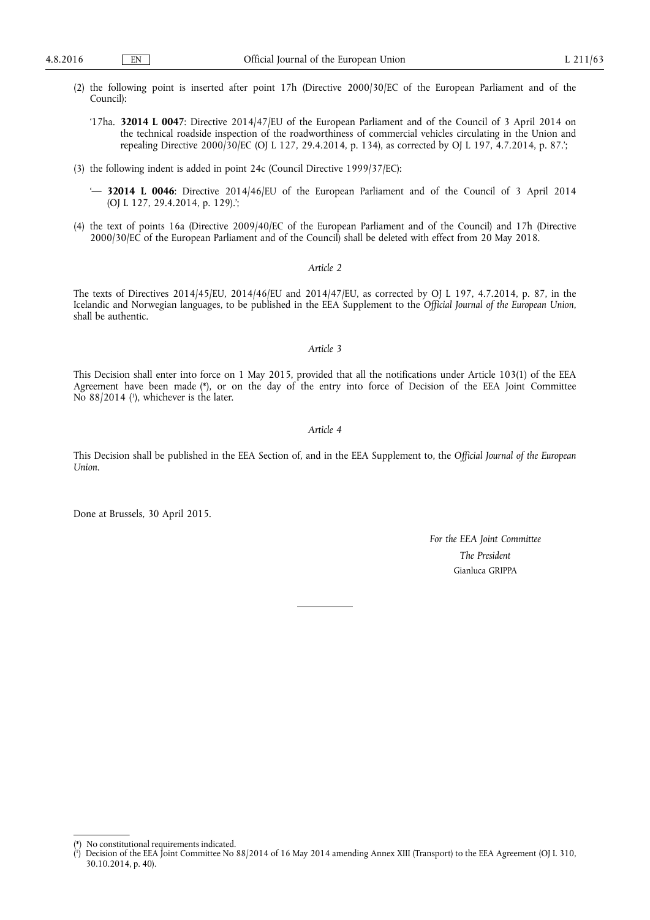(2) the following point is inserted after point 17h (Directive 2000/30/EC of the European Parliament and of the Council):

'17ha. **32014 L 0047**: Directive 2014/47/EU of the European Parliament and of the Council of 3 April 2014 on the technical roadside inspection of the roadworthiness of commercial vehicles circulating in the Union and repealing Directive 2000/30/EC (OJ L 127, 29.4.2014, p. 134), as corrected by OJ L 197, 4.7.2014, p. 87.';

(3) the following indent is added in point 24c (Council Directive 1999/37/EC):

'— **32014 L 0046**: Directive 2014/46/EU of the European Parliament and of the Council of 3 April 2014 (OJ L 127, 29.4.2014, p. 129).';

(4) the text of points 16a (Directive 2009/40/EC of the European Parliament and of the Council) and 17h (Directive 2000/30/EC of the European Parliament and of the Council) shall be deleted with effect from 20 May 2018.

*Article 2*

The texts of Directives 2014/45/EU, 2014/46/EU and 2014/47/EU, as corrected by OJ L 197, 4.7.2014, p. 87, in the Icelandic and Norwegian languages, to be published in the EEA Supplement to the *Official Journal of the European Union*, shall be authentic.

*Article 3*

This Decision shall enter into force on 1 May 2015, provided that all the notifications under Article 103(1) of the EEA Agreement have been made (*), or on the day of the entry into force of Decision of the EEA Joint Committee No 88/2014 [1], whichever is the later.

*Article 4*

This Decision shall be published in the EEA Section of, and in the EEA Supplement to, the *Official Journal of the European Union*.

Done at Brussels, 30 April 2015.

*For the EEA Joint Committee*

*The President*

Gianluca GRIPPA

(*) No constitutional requirements indicated.

[1] Decision of the EEA Joint Committee No 88/2014 of 16 May 2014 amending Annex XIII (Transport) to the EEA Agreement (OJ L 310, 30.10.2014, p. 40).